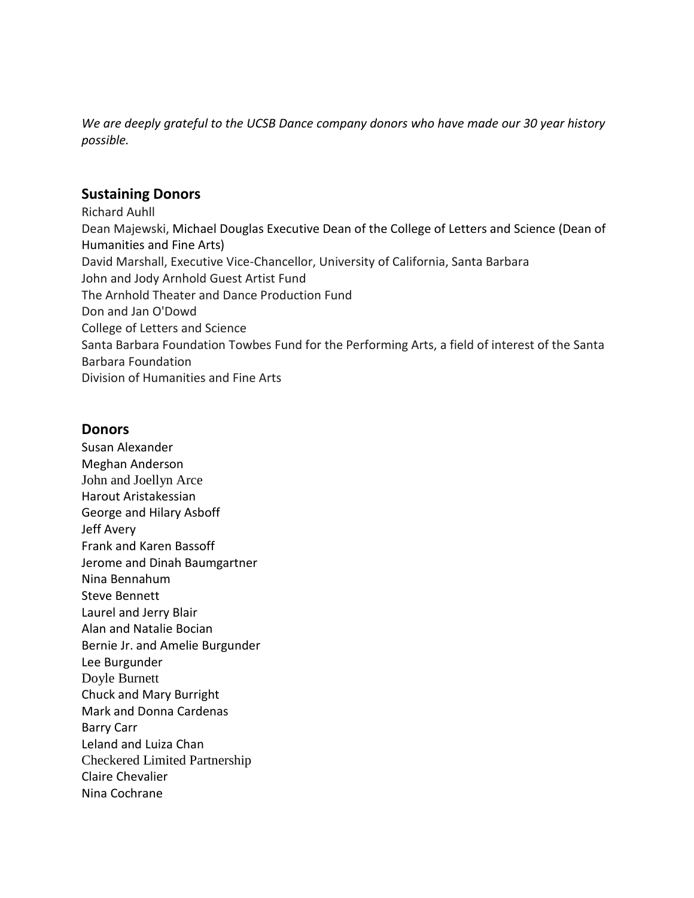*We are deeply grateful to the UCSB Dance company donors who have made our 30 year history possible.*

## Sustaining Donors

Richard Auhll
Dean Majewski, Michael Douglas Executive Dean of the College of Letters and Science (Dean of Humanities and Fine Arts)
David Marshall, Executive Vice-Chancellor, University of California, Santa Barbara
John and Jody Arnhold Guest Artist Fund
The Arnhold Theater and Dance Production Fund
Don and Jan O'Dowd
College of Letters and Science
Santa Barbara Foundation Towbes Fund for the Performing Arts, a field of interest of the Santa Barbara Foundation
Division of Humanities and Fine Arts

## Donors

Susan Alexander
Meghan Anderson
John and Joellyn Arce
Harout Aristakessian
George and Hilary Asboff
Jeff Avery
Frank and Karen Bassoff
Jerome and Dinah Baumgartner
Nina Bennahum
Steve Bennett
Laurel and Jerry Blair
Alan and Natalie Bocian
Bernie Jr. and Amelie Burgunder
Lee Burgunder
Doyle Burnett
Chuck and Mary Burright
Mark and Donna Cardenas
Barry Carr
Leland and Luiza Chan
Checkered Limited Partnership
Claire Chevalier
Nina Cochrane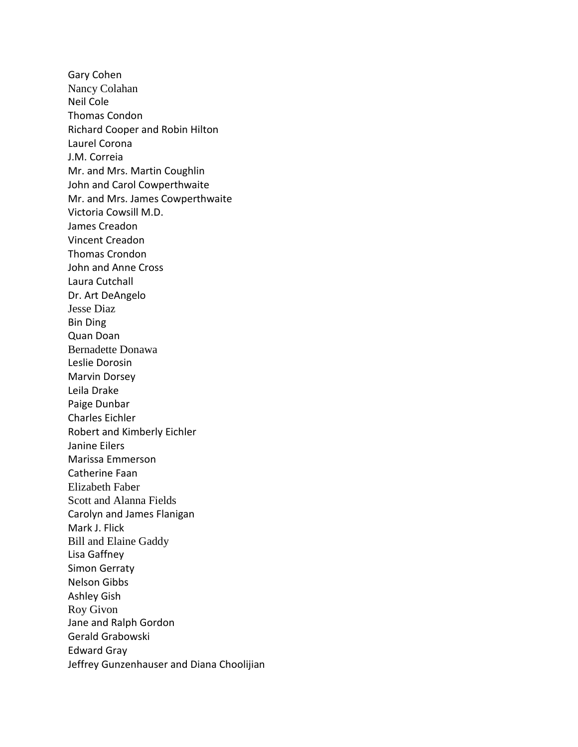Gary Cohen
Nancy Colahan
Neil Cole
Thomas Condon
Richard Cooper and Robin Hilton
Laurel Corona
J.M. Correia
Mr. and Mrs. Martin Coughlin
John and Carol Cowperthwaite
Mr. and Mrs. James Cowperthwaite
Victoria Cowsill M.D.
James Creadon
Vincent Creadon
Thomas Crondon
John and Anne Cross
Laura Cutchall
Dr. Art DeAngelo
Jesse Diaz
Bin Ding
Quan Doan
Bernadette Donawa
Leslie Dorosin
Marvin Dorsey
Leila Drake
Paige Dunbar
Charles Eichler
Robert and Kimberly Eichler
Janine Eilers
Marissa Emmerson
Catherine Faan
Elizabeth Faber
Scott and Alanna Fields
Carolyn and James Flanigan
Mark J. Flick
Bill and Elaine Gaddy
Lisa Gaffney
Simon Gerraty
Nelson Gibbs
Ashley Gish
Roy Givon
Jane and Ralph Gordon
Gerald Grabowski
Edward Gray
Jeffrey Gunzenhauser and Diana Choolijian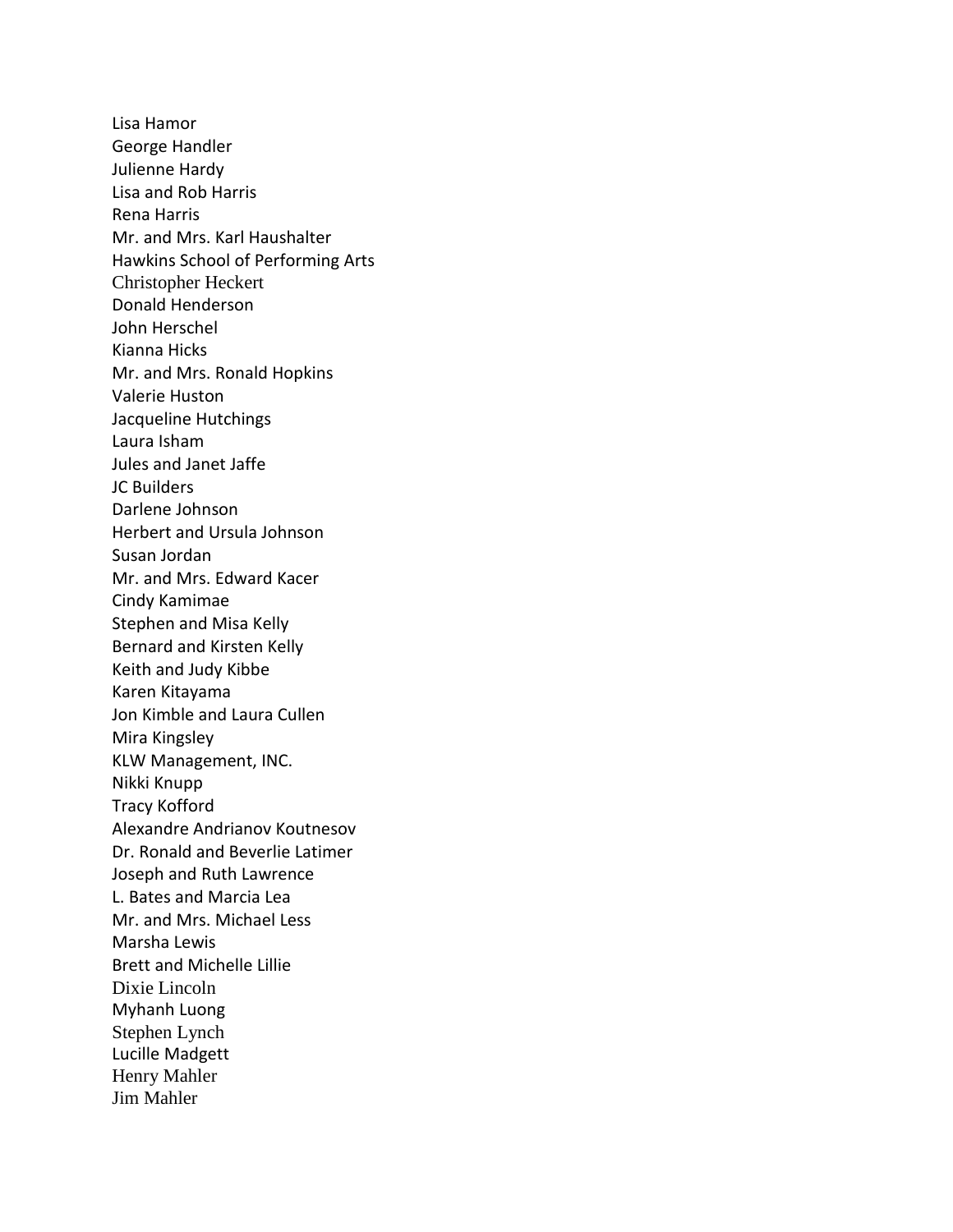Lisa Hamor
George Handler
Julienne Hardy
Lisa and Rob Harris
Rena Harris
Mr. and Mrs. Karl Haushalter
Hawkins School of Performing Arts
Christopher Heckert
Donald Henderson
John Herschel
Kianna Hicks
Mr. and Mrs. Ronald Hopkins
Valerie Huston
Jacqueline Hutchings
Laura Isham
Jules and Janet Jaffe
JC Builders
Darlene Johnson
Herbert and Ursula Johnson
Susan Jordan
Mr. and Mrs. Edward Kacer
Cindy Kamimae
Stephen and Misa Kelly
Bernard and Kirsten Kelly
Keith and Judy Kibbe
Karen Kitayama
Jon Kimble and Laura Cullen
Mira Kingsley
KLW Management, INC.
Nikki Knupp
Tracy Kofford
Alexandre Andrianov Koutnesov
Dr. Ronald and Beverlie Latimer
Joseph and Ruth Lawrence
L. Bates and Marcia Lea
Mr. and Mrs. Michael Less
Marsha Lewis
Brett and Michelle Lillie
Dixie Lincoln
Myhanh Luong
Stephen Lynch
Lucille Madgett
Henry Mahler
Jim Mahler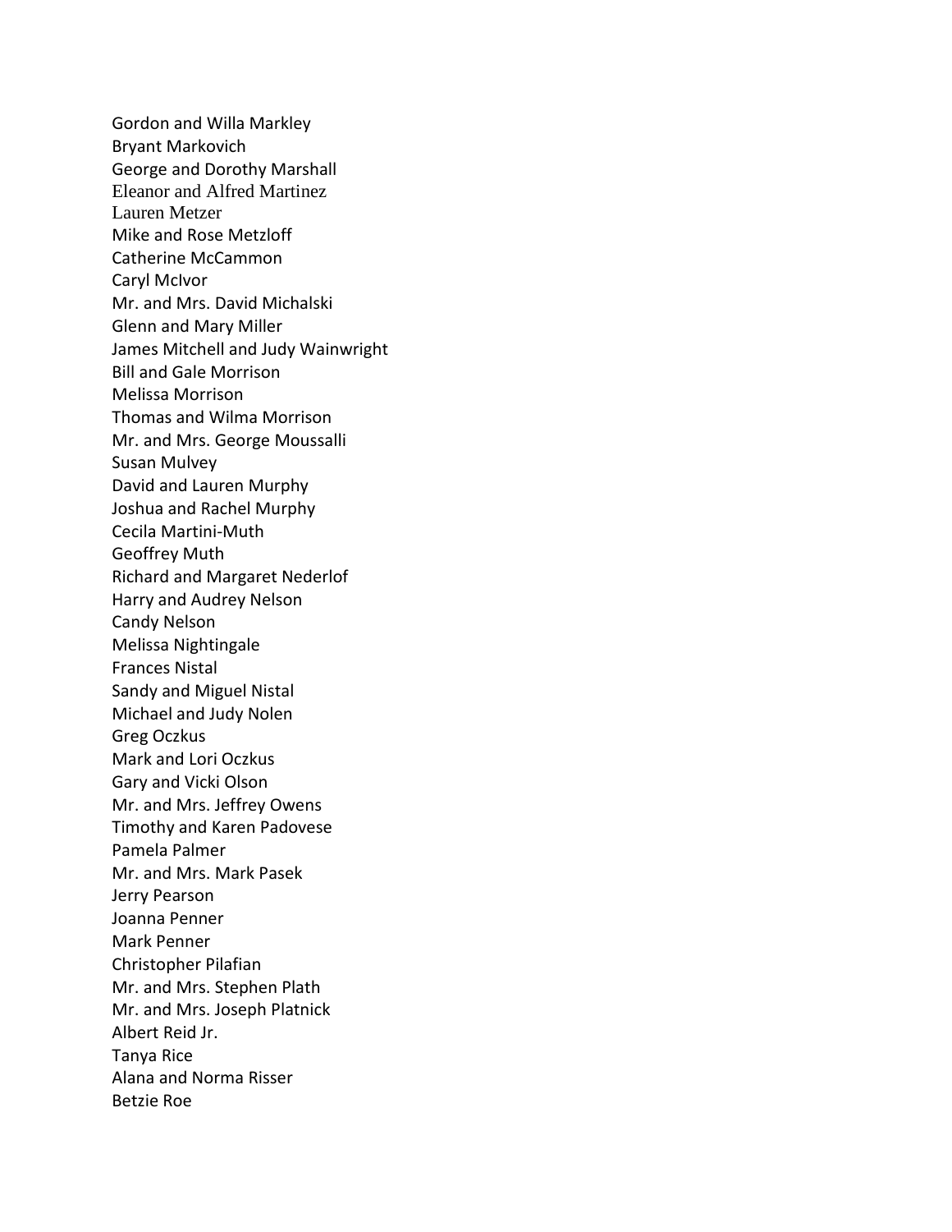Gordon and Willa Markley  
Bryant Markovich  
George and Dorothy Marshall  
Eleanor and Alfred Martinez  
Lauren Metzer  
Mike and Rose Metzloff  
Catherine McCammon  
Caryl McIvor  
Mr. and Mrs. David Michalski  
Glenn and Mary Miller  
James Mitchell and Judy Wainwright  
Bill and Gale Morrison  
Melissa Morrison  
Thomas and Wilma Morrison  
Mr. and Mrs. George Moussalli  
Susan Mulvey  
David and Lauren Murphy  
Joshua and Rachel Murphy  
Cecila Martini-Muth  
Geoffrey Muth  
Richard and Margaret Nederlof  
Harry and Audrey Nelson  
Candy Nelson  
Melissa Nightingale  
Frances Nistal  
Sandy and Miguel Nistal  
Michael and Judy Nolen  
Greg Oczkus  
Mark and Lori Oczkus  
Gary and Vicki Olson  
Mr. and Mrs. Jeffrey Owens  
Timothy and Karen Padovese  
Pamela Palmer  
Mr. and Mrs. Mark Pasek  
Jerry Pearson  
Joanna Penner  
Mark Penner  
Christopher Pilafian  
Mr. and Mrs. Stephen Plath  
Mr. and Mrs. Joseph Platnick  
Albert Reid Jr.  
Tanya Rice  
Alana and Norma Risser  
Betzie Roe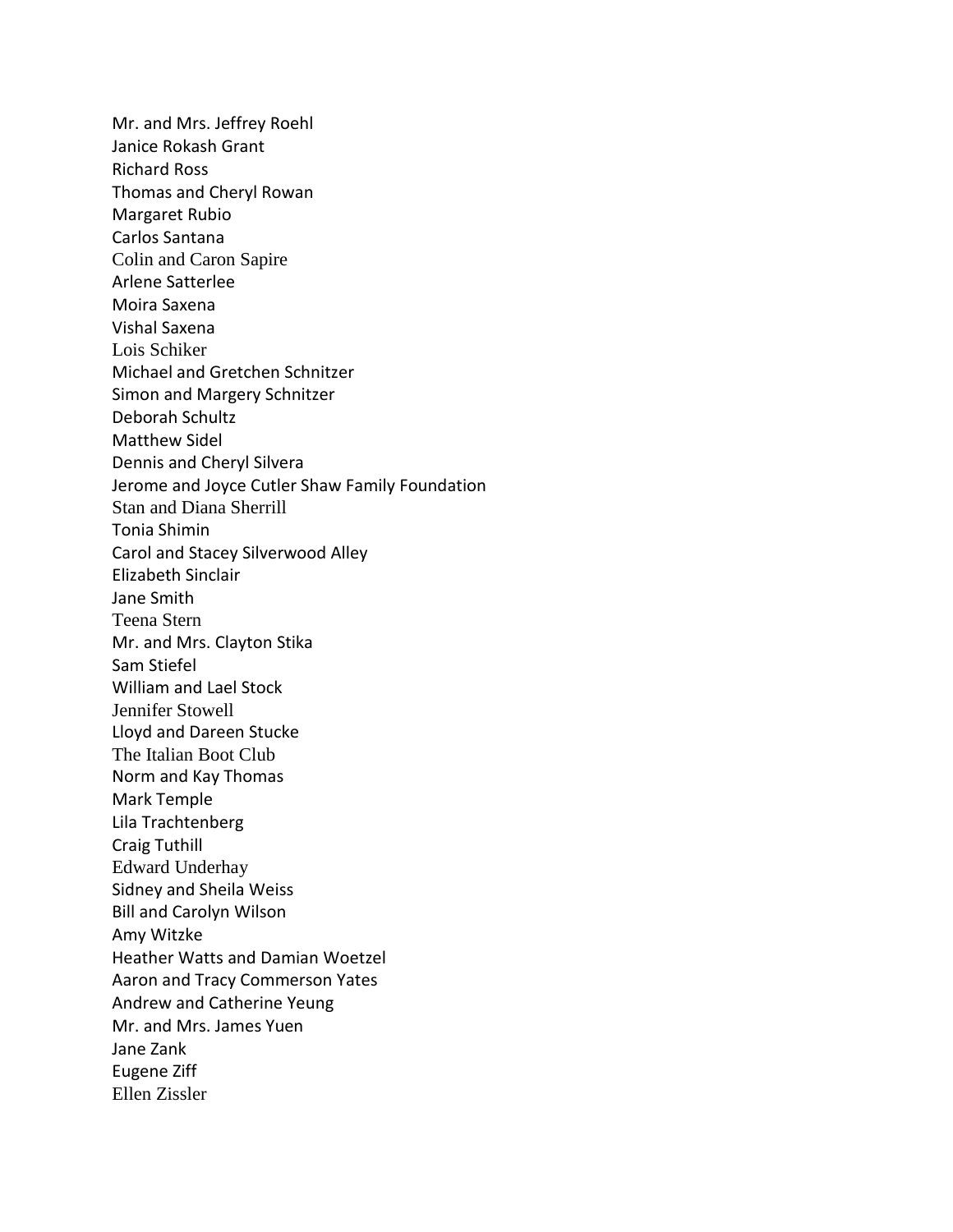Mr. and Mrs. Jeffrey Roehl  
Janice Rokash Grant  
Richard Ross  
Thomas and Cheryl Rowan  
Margaret Rubio  
Carlos Santana  
Colin and Caron Sapire  
Arlene Satterlee  
Moira Saxena  
Vishal Saxena  
Lois Schiker  
Michael and Gretchen Schnitzer  
Simon and Margery Schnitzer  
Deborah Schultz  
Matthew Sidel  
Dennis and Cheryl Silvera  
Jerome and Joyce Cutler Shaw Family Foundation  
Stan and Diana Sherrill  
Tonia Shimin  
Carol and Stacey Silverwood Alley  
Elizabeth Sinclair  
Jane Smith  
Teena Stern  
Mr. and Mrs. Clayton Stika  
Sam Stiefel  
William and Lael Stock  
Jennifer Stowell  
Lloyd and Dareen Stucke  
The Italian Boot Club  
Norm and Kay Thomas  
Mark Temple  
Lila Trachtenberg  
Craig Tuthill  
Edward Underhay  
Sidney and Sheila Weiss  
Bill and Carolyn Wilson  
Amy Witzke  
Heather Watts and Damian Woetzel  
Aaron and Tracy Commerson Yates  
Andrew and Catherine Yeung  
Mr. and Mrs. James Yuen  
Jane Zank  
Eugene Ziff  
Ellen Zissler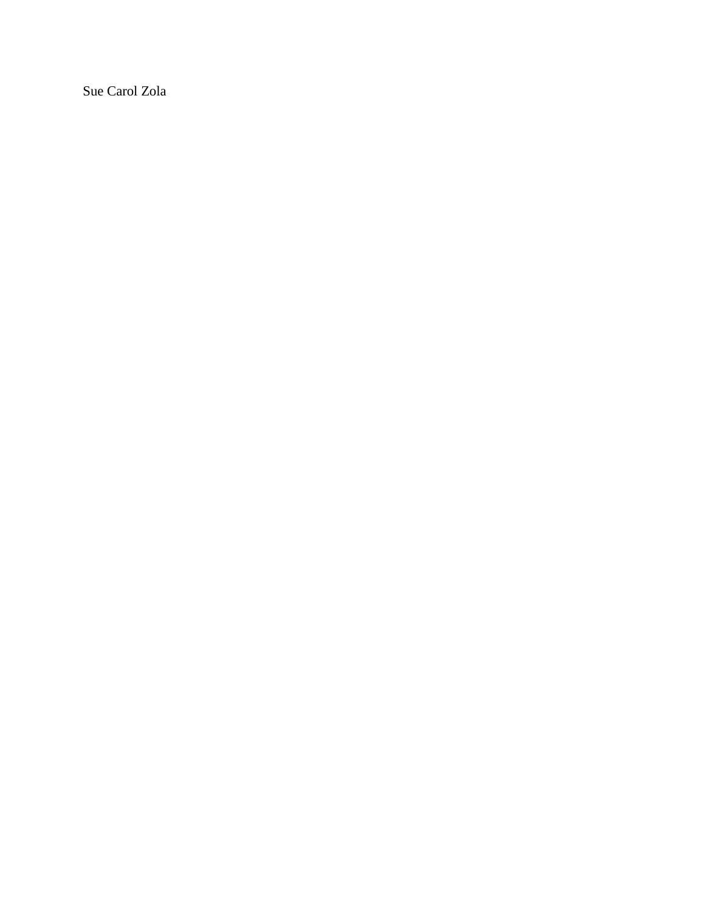Sue Carol Zola